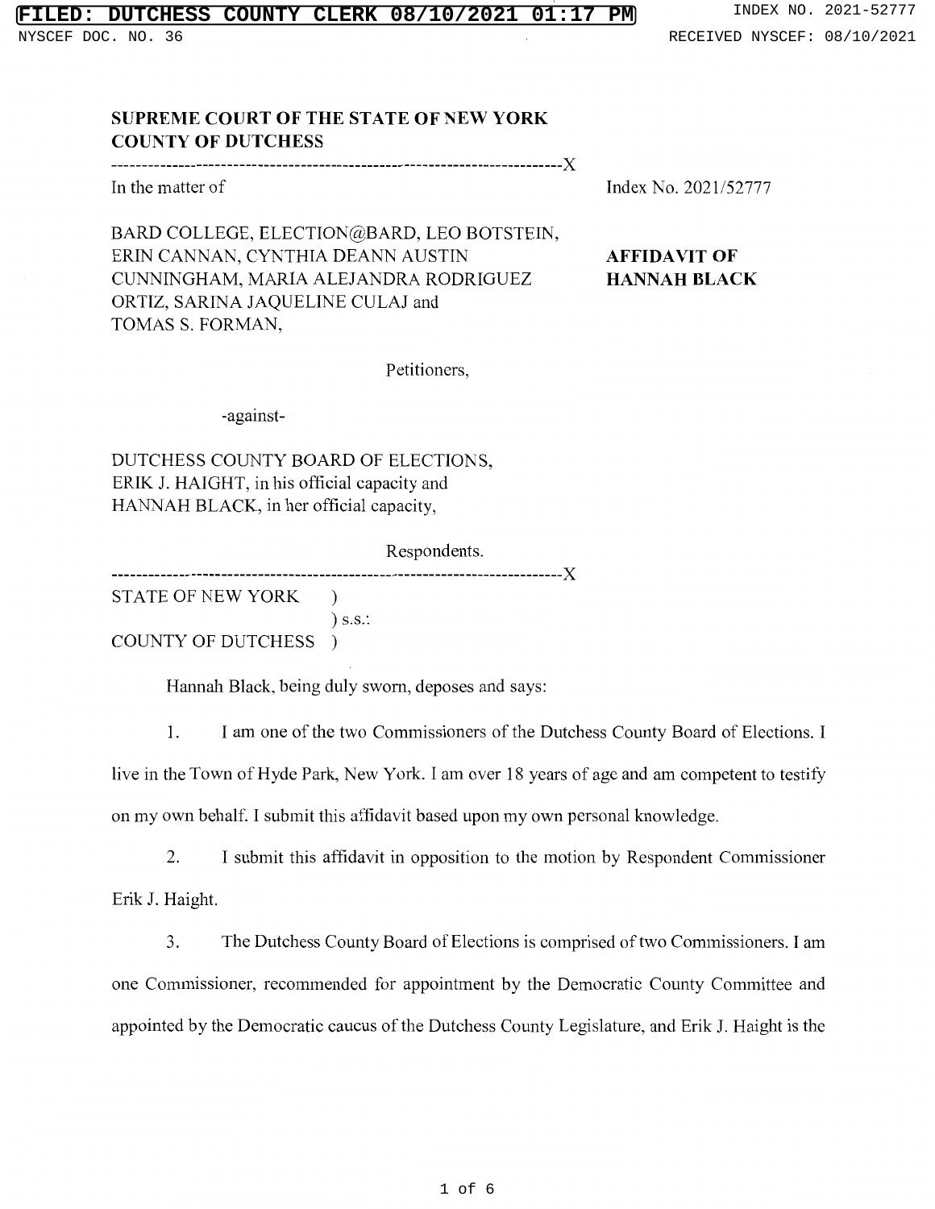FILED: DUTCHESS COUNTY CLERK 08/10/2021 01:17 PM | INDEX NO. 2021-52777

NYSCEF DOC. NO. 36 | RECEIVED NYSCEF: 08/10/2021

**SUPREME COURT OF THE STATE OF NEW YORK**
**COUNTY OF DUTCHESS**

---

In the matter of

Index No. 2021/52777

BARD COLLEGE, ELECTION@BARD, LEO BOTSTEIN, ERIN CANNAN, CYNTHIA DEANN AUSTIN CUNNINGHAM, MARIA ALEJANDRA RODRIGUEZ ORTIZ, SARINA JAQUELINE CULAJ and TOMAS S. FORMAN,

Petitioners,

-against-

DUTCHESS COUNTY BOARD OF ELECTIONS, ERIK J. HAIGHT, in his official capacity and HANNAH BLACK, in her official capacity,

Respondents.

**AFFIDAVIT OF HANNAH BLACK**

---

STATE OF NEW YORK )
) s.s.:
COUNTY OF DUTCHESS )

Hannah Black, being duly sworn, deposes and says:

1. I am one of the two Commissioners of the Dutchess County Board of Elections. I live in the Town of Hyde Park, New York. I am over 18 years of age and am competent to testify on my own behalf. I submit this affidavit based upon my own personal knowledge.

2. I submit this affidavit in opposition to the motion by Respondent Commissioner Erik J. Haight.

3. The Dutchess County Board of Elections is comprised of two Commissioners. I am one Commissioner, recommended for appointment by the Democratic County Committee and appointed by the Democratic caucus of the Dutchess County Legislature, and Erik J. Haight is the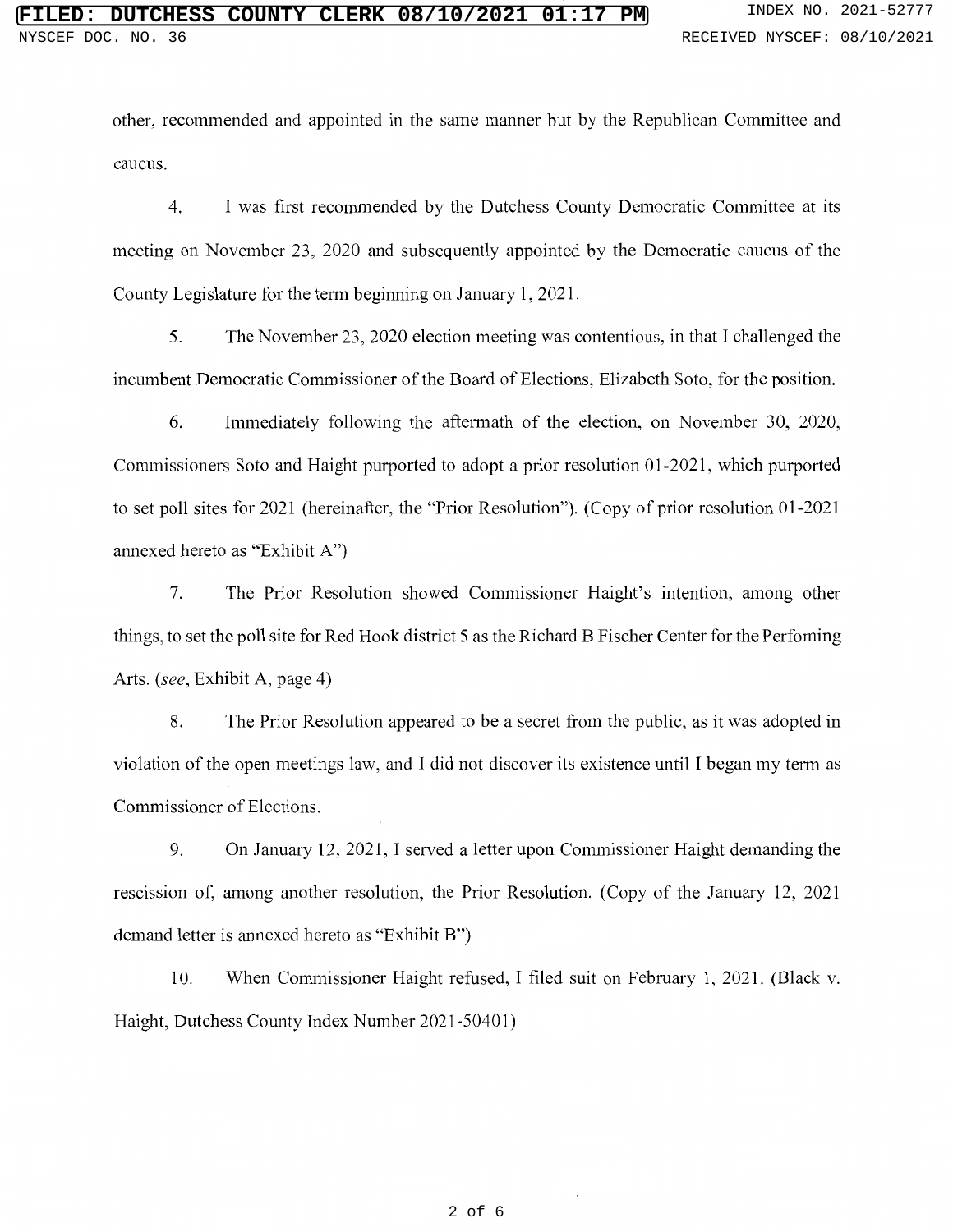other, recommended and appointed in the same manner but by the Republican Committee and caucus.

4. I was first recommended by the Dutchess County Democratic Committee at its meeting on November 23, 2020 and subsequently appointed by the Democratic caucus of the County Legislature for the term beginning on January 1, 2021.

5. The November 23, 2020 election meeting was contentious, in that I challenged the incumbent Democratic Commissioner of the Board of Elections, Elizabeth Soto, for the position.

6. Immediately following the aftermath of the election, on November 30, 2020, Commissioners Soto and Haight purported to adopt a prior resolution 01-2021, which purported to set poll sites for 2021 (hereinafter, the "Prior Resolution"). (Copy of prior resolution 01-2021 annexed hereto as "Exhibit A")

7. The Prior Resolution showed Commissioner Haight's intention, among other things, to set the poll site for Red Hook district 5 as the Richard B Fischer Center for the Perfoming Arts. (*see*, Exhibit A, page 4)

8. The Prior Resolution appeared to be a secret from the public, as it was adopted in violation of the open meetings law, and I did not discover its existence until I began my term as Commissioner of Elections.

9. On January 12, 2021, I served a letter upon Commissioner Haight demanding the rescission of, among another resolution, the Prior Resolution. (Copy of the January 12, 2021 demand letter is annexed hereto as "Exhibit B")

10. When Commissioner Haight refused, I filed suit on February 1, 2021. (Black v. Haight, Dutchess County Index Number 2021-50401)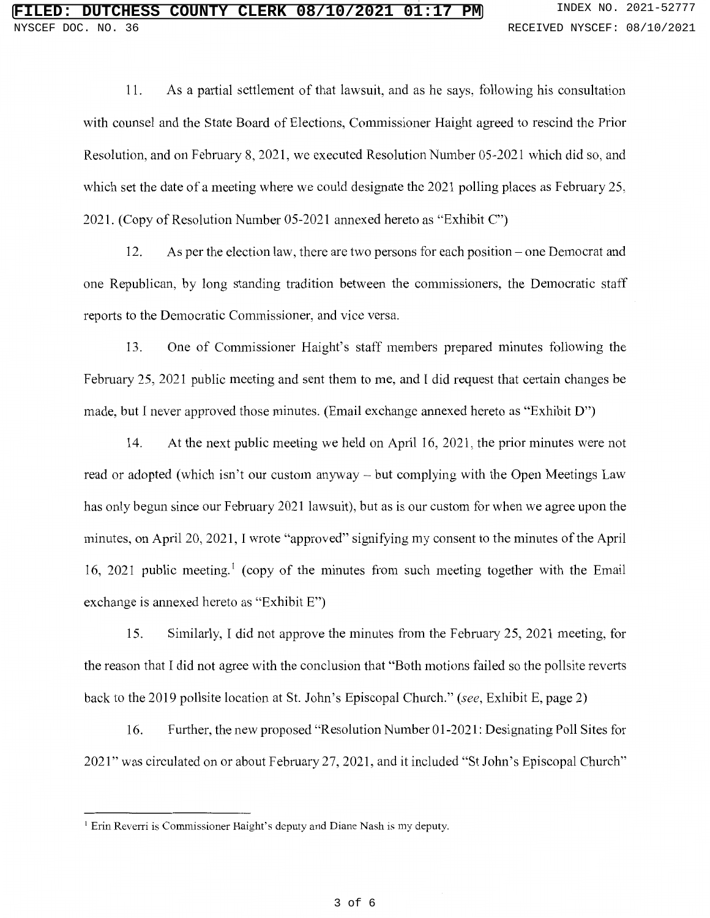11. As a partial settlement of that lawsuit, and as he says, following his consultation with counsel and the State Board of Elections, Commissioner Haight agreed to rescind the Prior Resolution, and on February 8, 2021, we executed Resolution Number 05-2021 which did so, and which set the date of a meeting where we could designate the 2021 polling places as February 25, 2021. (Copy of Resolution Number 05-2021 annexed hereto as "Exhibit C")

12. As per the election law, there are two persons for each position – one Democrat and one Republican, by long standing tradition between the commissioners, the Democratic staff reports to the Democratic Commissioner, and vice versa.

13. One of Commissioner Haight's staff members prepared minutes following the February 25, 2021 public meeting and sent them to me, and I did request that certain changes be made, but I never approved those minutes. (Email exchange annexed hereto as "Exhibit D")

14. At the next public meeting we held on April 16, 2021, the prior minutes were not read or adopted (which isn't our custom anyway – but complying with the Open Meetings Law has only begun since our February 2021 lawsuit), but as is our custom for when we agree upon the minutes, on April 20, 2021, I wrote "approved" signifying my consent to the minutes of the April 16, 2021 public meeting.[1] (copy of the minutes from such meeting together with the Email exchange is annexed hereto as "Exhibit E")

15. Similarly, I did not approve the minutes from the February 25, 2021 meeting, for the reason that I did not agree with the conclusion that "Both motions failed so the pollsite reverts back to the 2019 pollsite location at St. John's Episcopal Church." (*see*, Exhibit E, page 2)

16. Further, the new proposed "Resolution Number 01-2021: Designating Poll Sites for 2021" was circulated on or about February 27, 2021, and it included "St John's Episcopal Church"

---

[1] Erin Reverri is Commissioner Haight's deputy and Diane Nash is my deputy.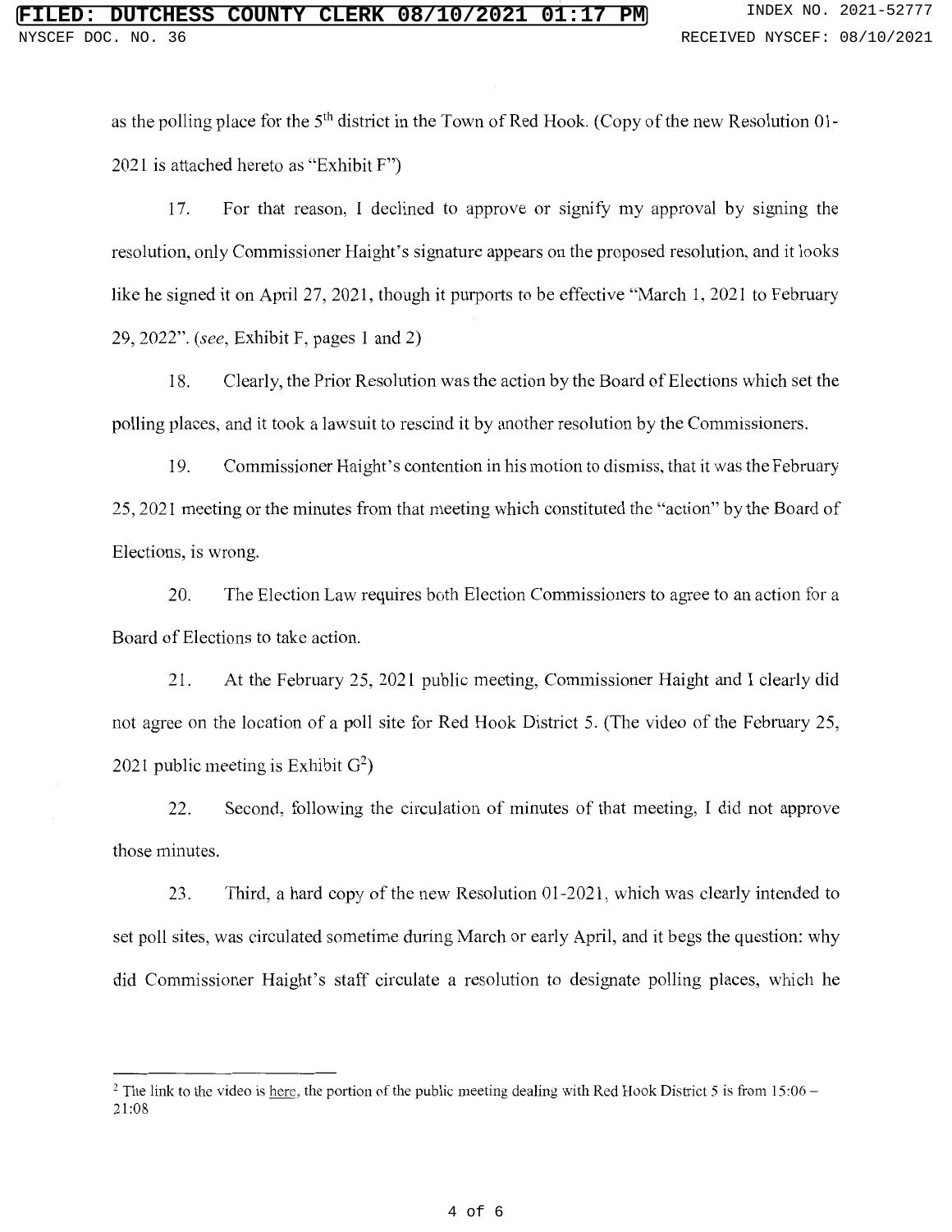as the polling place for the 5th district in the Town of Red Hook. (Copy of the new Resolution 01-2021 is attached hereto as "Exhibit F")

17. For that reason, I declined to approve or signify my approval by signing the resolution, only Commissioner Haight's signature appears on the proposed resolution, and it looks like he signed it on April 27, 2021, though it purports to be effective "March 1, 2021 to February 29, 2022". (*see*, Exhibit F, pages 1 and 2)

18. Clearly, the Prior Resolution was the action by the Board of Elections which set the polling places, and it took a lawsuit to rescind it by another resolution by the Commissioners.

19. Commissioner Haight's contention in his motion to dismiss, that it was the February 25, 2021 meeting or the minutes from that meeting which constituted the "action" by the Board of Elections, is wrong.

20. The Election Law requires both Election Commissioners to agree to an action for a Board of Elections to take action.

21. At the February 25, 2021 public meeting, Commissioner Haight and I clearly did not agree on the location of a poll site for Red Hook District 5. (The video of the February 25, 2021 public meeting is Exhibit G[2])

22. Second, following the circulation of minutes of that meeting, I did not approve those minutes.

23. Third, a hard copy of the new Resolution 01-2021, which was clearly intended to set poll sites, was circulated sometime during March or early April, and it begs the question: why did Commissioner Haight's staff circulate a resolution to designate polling places, which he

---

[2] The link to the video is here, the portion of the public meeting dealing with Red Hook District 5 is from 15:06 – 21:08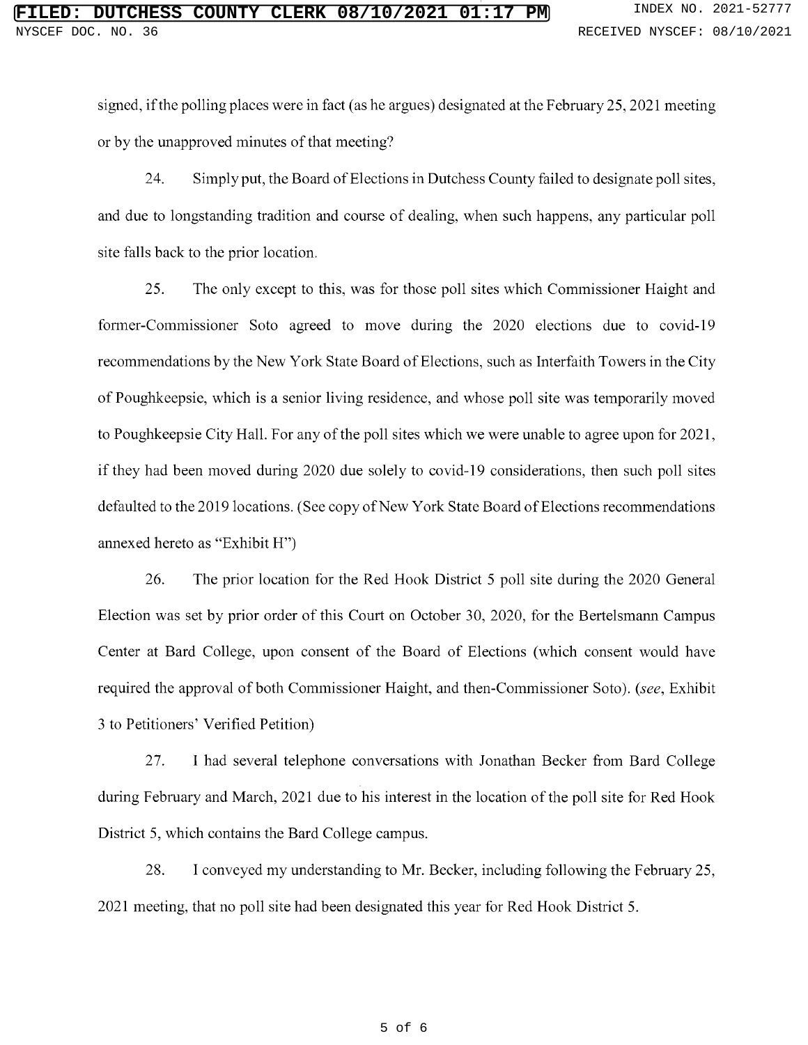signed, if the polling places were in fact (as he argues) designated at the February 25, 2021 meeting or by the unapproved minutes of that meeting?

24. Simply put, the Board of Elections in Dutchess County failed to designate poll sites, and due to longstanding tradition and course of dealing, when such happens, any particular poll site falls back to the prior location.

25. The only except to this, was for those poll sites which Commissioner Haight and former-Commissioner Soto agreed to move during the 2020 elections due to covid-19 recommendations by the New York State Board of Elections, such as Interfaith Towers in the City of Poughkeepsie, which is a senior living residence, and whose poll site was temporarily moved to Poughkeepsie City Hall. For any of the poll sites which we were unable to agree upon for 2021, if they had been moved during 2020 due solely to covid-19 considerations, then such poll sites defaulted to the 2019 locations. (See copy of New York State Board of Elections recommendations annexed hereto as "Exhibit H")

26. The prior location for the Red Hook District 5 poll site during the 2020 General Election was set by prior order of this Court on October 30, 2020, for the Bertelsmann Campus Center at Bard College, upon consent of the Board of Elections (which consent would have required the approval of both Commissioner Haight, and then-Commissioner Soto). (*see*, Exhibit 3 to Petitioners' Verified Petition)

27. I had several telephone conversations with Jonathan Becker from Bard College during February and March, 2021 due to his interest in the location of the poll site for Red Hook District 5, which contains the Bard College campus.

28. I conveyed my understanding to Mr. Becker, including following the February 25, 2021 meeting, that no poll site had been designated this year for Red Hook District 5.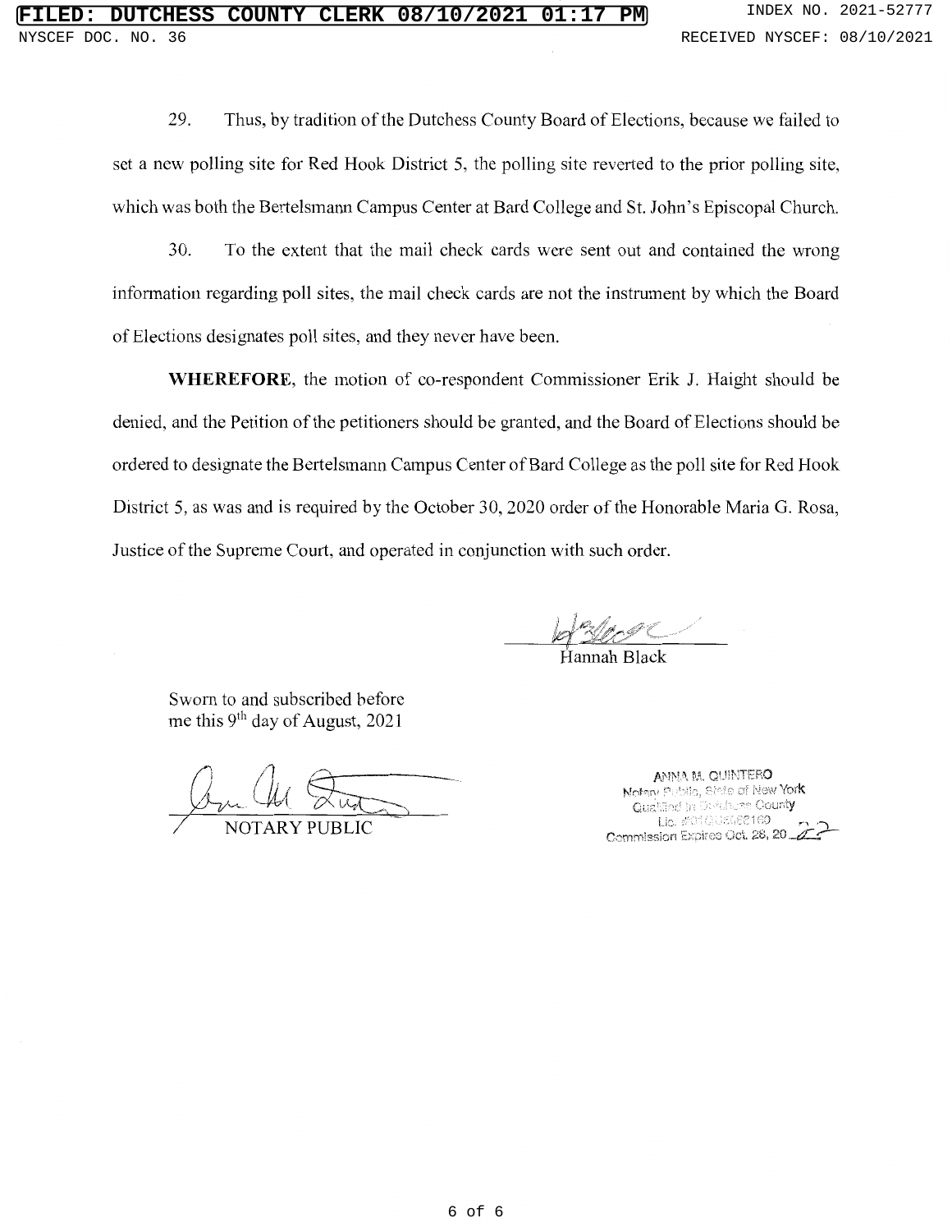29. Thus, by tradition of the Dutchess County Board of Elections, because we failed to set a new polling site for Red Hook District 5, the polling site reverted to the prior polling site, which was both the Bertelsmann Campus Center at Bard College and St. John's Episcopal Church.

30. To the extent that the mail check cards were sent out and contained the wrong information regarding poll sites, the mail check cards are not the instrument by which the Board of Elections designates poll sites, and they never have been.

**WHEREFORE**, the motion of co-respondent Commissioner Erik J. Haight should be denied, and the Petition of the petitioners should be granted, and the Board of Elections should be ordered to designate the Bertelsmann Campus Center of Bard College as the poll site for Red Hook District 5, as was and is required by the October 30, 2020 order of the Honorable Maria G. Rosa, Justice of the Supreme Court, and operated in conjunction with such order.

Hannah Black

Sworn to and subscribed before me this 9th day of August, 2021

NOTARY PUBLIC

ANNA M. QUINTERO
Notary Public, State of New York
Qualified in Dutchess County
Lic. #01QU6062160
Commission Expires Oct. 28, 20 22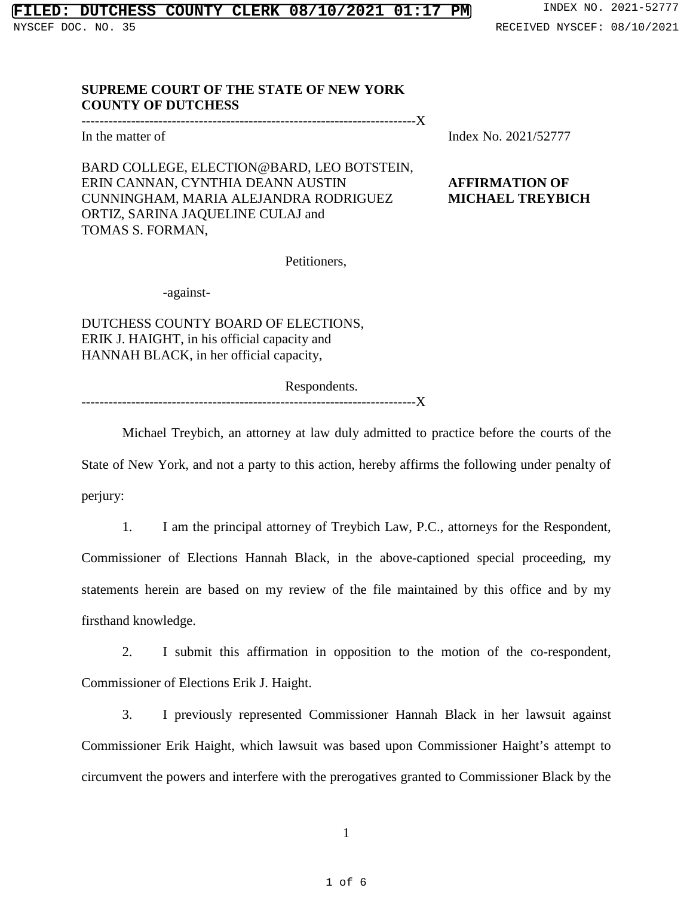**SUPREME COURT OF THE STATE OF NEW YORK**
**COUNTY OF DUTCHESS**

---

In the matter of

BARD COLLEGE, ELECTION@BARD, LEO BOTSTEIN, ERIN CANNAN, CYNTHIA DEANN AUSTIN CUNNINGHAM, MARIA ALEJANDRA RODRIGUEZ ORTIZ, SARINA JAQUELINE CULAJ and TOMAS S. FORMAN,

Petitioners,

-against-

DUTCHESS COUNTY BOARD OF ELECTIONS, ERIK J. HAIGHT, in his official capacity and HANNAH BLACK, in her official capacity,

Respondents.

---

Index No. 2021/52777

**AFFIRMATION OF MICHAEL TREYBICH**

Michael Treybich, an attorney at law duly admitted to practice before the courts of the State of New York, and not a party to this action, hereby affirms the following under penalty of perjury:

1. I am the principal attorney of Treybich Law, P.C., attorneys for the Respondent, Commissioner of Elections Hannah Black, in the above-captioned special proceeding, my statements herein are based on my review of the file maintained by this office and by my firsthand knowledge.

2. I submit this affirmation in opposition to the motion of the co-respondent, Commissioner of Elections Erik J. Haight.

3. I previously represented Commissioner Hannah Black in her lawsuit against Commissioner Erik Haight, which lawsuit was based upon Commissioner Haight's attempt to circumvent the powers and interfere with the prerogatives granted to Commissioner Black by the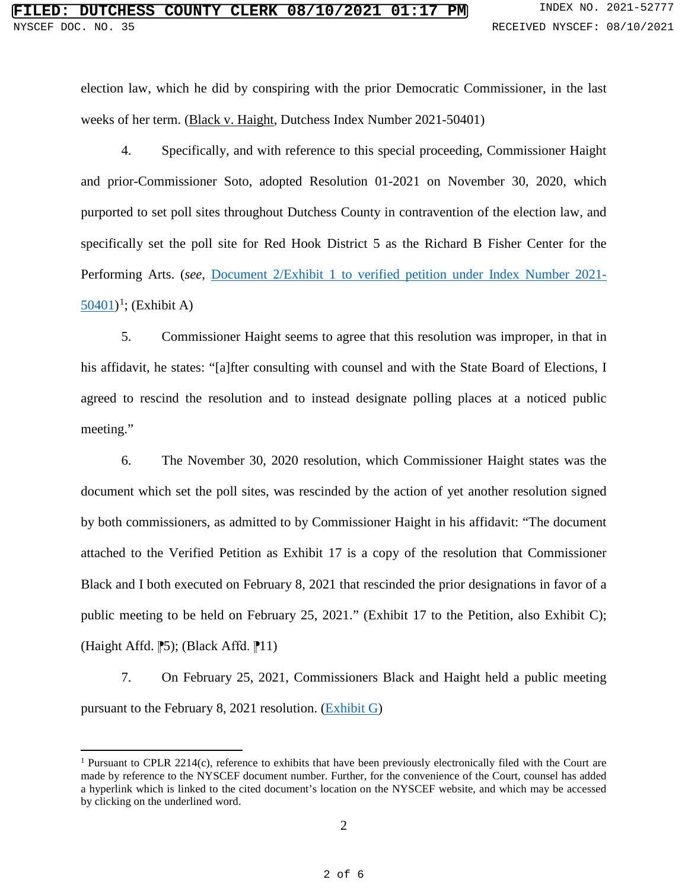election law, which he did by conspiring with the prior Democratic Commissioner, in the last weeks of her term. (Black v. Haight, Dutchess Index Number 2021-50401)

4. Specifically, and with reference to this special proceeding, Commissioner Haight and prior-Commissioner Soto, adopted Resolution 01-2021 on November 30, 2020, which purported to set poll sites throughout Dutchess County in contravention of the election law, and specifically set the poll site for Red Hook District 5 as the Richard B Fisher Center for the Performing Arts. (*see*, Document 2/Exhibit 1 to verified petition under Index Number 2021-50401)[1]; (Exhibit A)

5. Commissioner Haight seems to agree that this resolution was improper, in that in his affidavit, he states: "[a]fter consulting with counsel and with the State Board of Elections, I agreed to rescind the resolution and to instead designate polling places at a noticed public meeting."

6. The November 30, 2020 resolution, which Commissioner Haight states was the document which set the poll sites, was rescinded by the action of yet another resolution signed by both commissioners, as admitted to by Commissioner Haight in his affidavit: "The document attached to the Verified Petition as Exhibit 17 is a copy of the resolution that Commissioner Black and I both executed on February 8, 2021 that rescinded the prior designations in favor of a public meeting to be held on February 25, 2021." (Exhibit 17 to the Petition, also Exhibit C); (Haight Affd. ⁋5); (Black Affd. ⁋11)

7. On February 25, 2021, Commissioners Black and Haight held a public meeting pursuant to the February 8, 2021 resolution. (Exhibit G)

---

[1] Pursuant to CPLR 2214(c), reference to exhibits that have been previously electronically filed with the Court are made by reference to the NYSCEF document number. Further, for the convenience of the Court, counsel has added a hyperlink which is linked to the cited document's location on the NYSCEF website, and which may be accessed by clicking on the underlined word.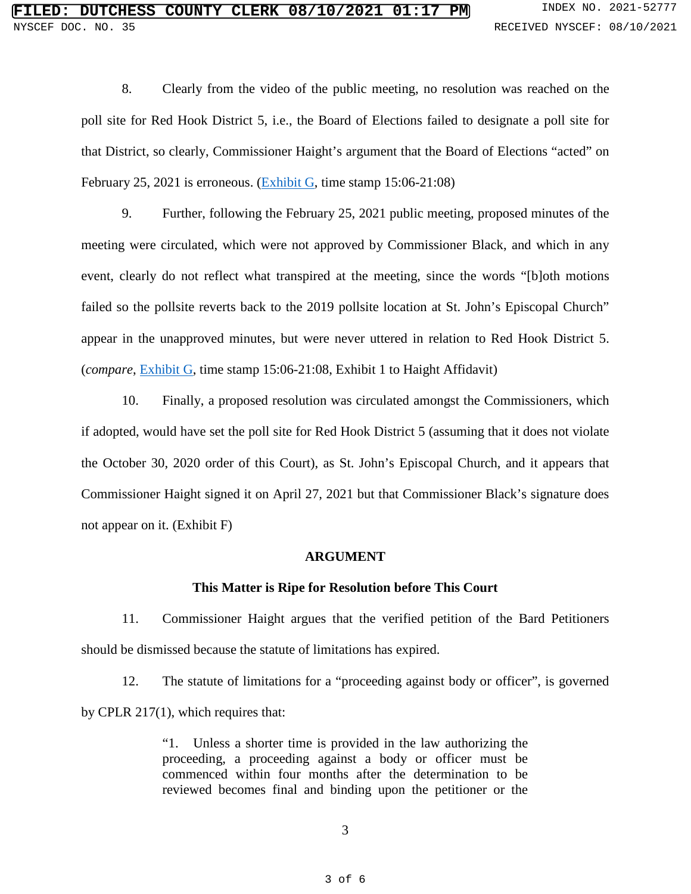8. Clearly from the video of the public meeting, no resolution was reached on the poll site for Red Hook District 5, i.e., the Board of Elections failed to designate a poll site for that District, so clearly, Commissioner Haight's argument that the Board of Elections "acted" on February 25, 2021 is erroneous. (Exhibit G, time stamp 15:06-21:08)

9. Further, following the February 25, 2021 public meeting, proposed minutes of the meeting were circulated, which were not approved by Commissioner Black, and which in any event, clearly do not reflect what transpired at the meeting, since the words "[b]oth motions failed so the pollsite reverts back to the 2019 pollsite location at St. John's Episcopal Church" appear in the unapproved minutes, but were never uttered in relation to Red Hook District 5. (*compare*, Exhibit G, time stamp 15:06-21:08, Exhibit 1 to Haight Affidavit)

10. Finally, a proposed resolution was circulated amongst the Commissioners, which if adopted, would have set the poll site for Red Hook District 5 (assuming that it does not violate the October 30, 2020 order of this Court), as St. John's Episcopal Church, and it appears that Commissioner Haight signed it on April 27, 2021 but that Commissioner Black's signature does not appear on it. (Exhibit F)

## ARGUMENT

### This Matter is Ripe for Resolution before This Court

11. Commissioner Haight argues that the verified petition of the Bard Petitioners should be dismissed because the statute of limitations has expired.

12. The statute of limitations for a "proceeding against body or officer", is governed by CPLR 217(1), which requires that:

> "1. Unless a shorter time is provided in the law authorizing the proceeding, a proceeding against a body or officer must be commenced within four months after the determination to be reviewed becomes final and binding upon the petitioner or the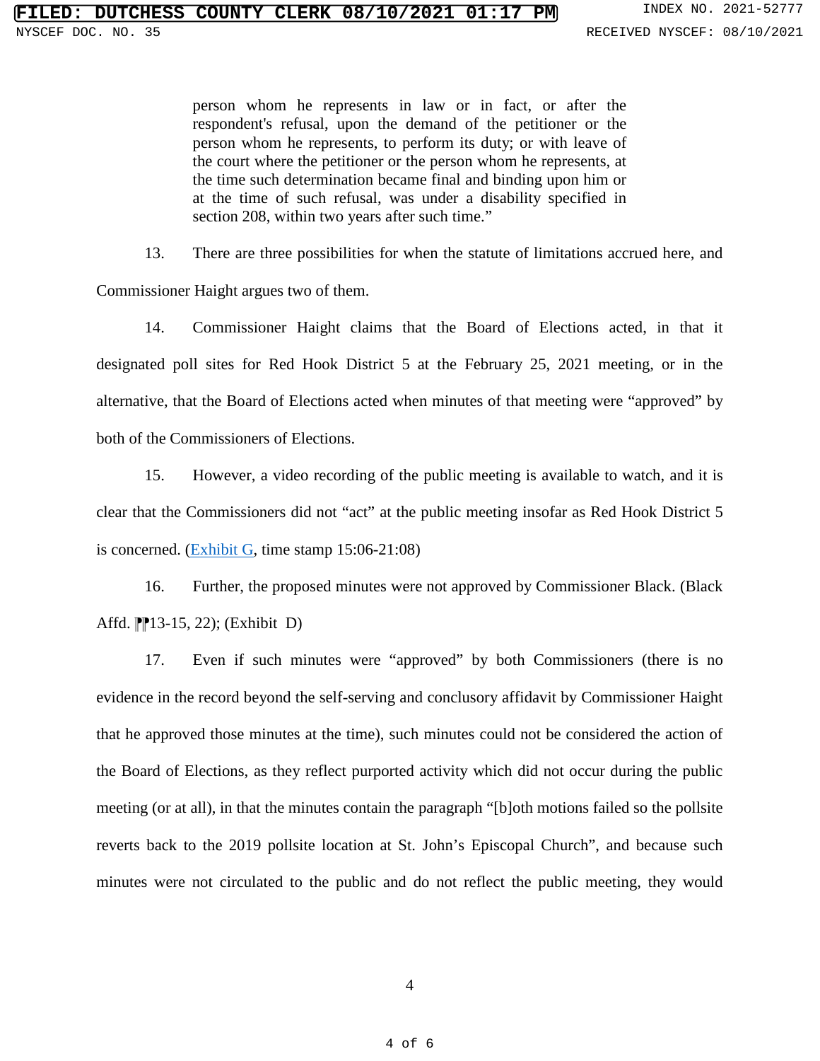> person whom he represents in law or in fact, or after the respondent's refusal, upon the demand of the petitioner or the person whom he represents, to perform its duty; or with leave of the court where the petitioner or the person whom he represents, at the time such determination became final and binding upon him or at the time of such refusal, was under a disability specified in section 208, within two years after such time."

13. There are three possibilities for when the statute of limitations accrued here, and Commissioner Haight argues two of them.

14. Commissioner Haight claims that the Board of Elections acted, in that it designated poll sites for Red Hook District 5 at the February 25, 2021 meeting, or in the alternative, that the Board of Elections acted when minutes of that meeting were "approved" by both of the Commissioners of Elections.

15. However, a video recording of the public meeting is available to watch, and it is clear that the Commissioners did not "act" at the public meeting insofar as Red Hook District 5 is concerned. (Exhibit G, time stamp 15:06-21:08)

16. Further, the proposed minutes were not approved by Commissioner Black. (Black Affd. ¶¶13-15, 22); (Exhibit D)

17. Even if such minutes were "approved" by both Commissioners (there is no evidence in the record beyond the self-serving and conclusory affidavit by Commissioner Haight that he approved those minutes at the time), such minutes could not be considered the action of the Board of Elections, as they reflect purported activity which did not occur during the public meeting (or at all), in that the minutes contain the paragraph "[b]oth motions failed so the pollsite reverts back to the 2019 pollsite location at St. John's Episcopal Church", and because such minutes were not circulated to the public and do not reflect the public meeting, they would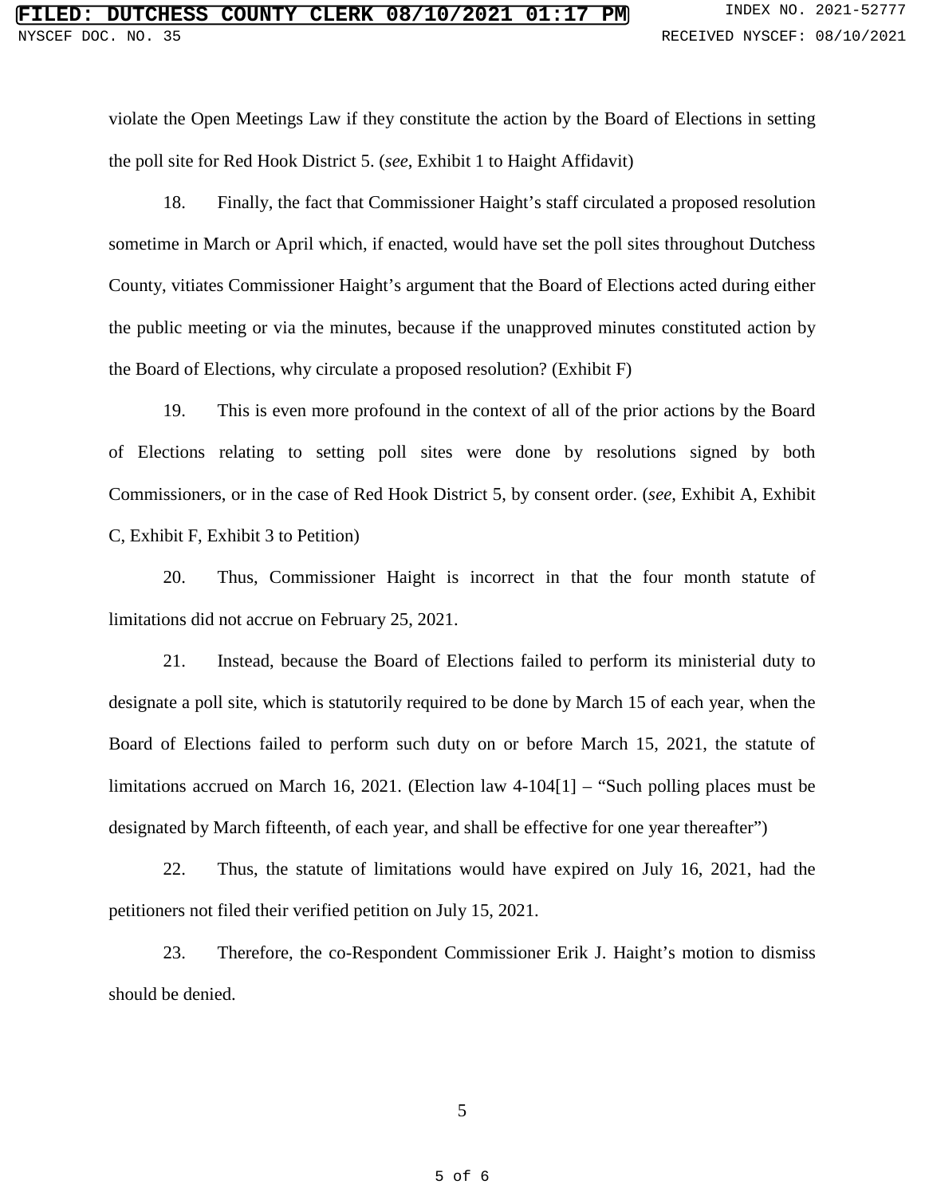violate the Open Meetings Law if they constitute the action by the Board of Elections in setting the poll site for Red Hook District 5. (*see*, Exhibit 1 to Haight Affidavit)

18. Finally, the fact that Commissioner Haight's staff circulated a proposed resolution sometime in March or April which, if enacted, would have set the poll sites throughout Dutchess County, vitiates Commissioner Haight's argument that the Board of Elections acted during either the public meeting or via the minutes, because if the unapproved minutes constituted action by the Board of Elections, why circulate a proposed resolution? (Exhibit F)

19. This is even more profound in the context of all of the prior actions by the Board of Elections relating to setting poll sites were done by resolutions signed by both Commissioners, or in the case of Red Hook District 5, by consent order. (*see*, Exhibit A, Exhibit C, Exhibit F, Exhibit 3 to Petition)

20. Thus, Commissioner Haight is incorrect in that the four month statute of limitations did not accrue on February 25, 2021.

21. Instead, because the Board of Elections failed to perform its ministerial duty to designate a poll site, which is statutorily required to be done by March 15 of each year, when the Board of Elections failed to perform such duty on or before March 15, 2021, the statute of limitations accrued on March 16, 2021. (Election law 4-104[1] – "Such polling places must be designated by March fifteenth, of each year, and shall be effective for one year thereafter")

22. Thus, the statute of limitations would have expired on July 16, 2021, had the petitioners not filed their verified petition on July 15, 2021.

23. Therefore, the co-Respondent Commissioner Erik J. Haight's motion to dismiss should be denied.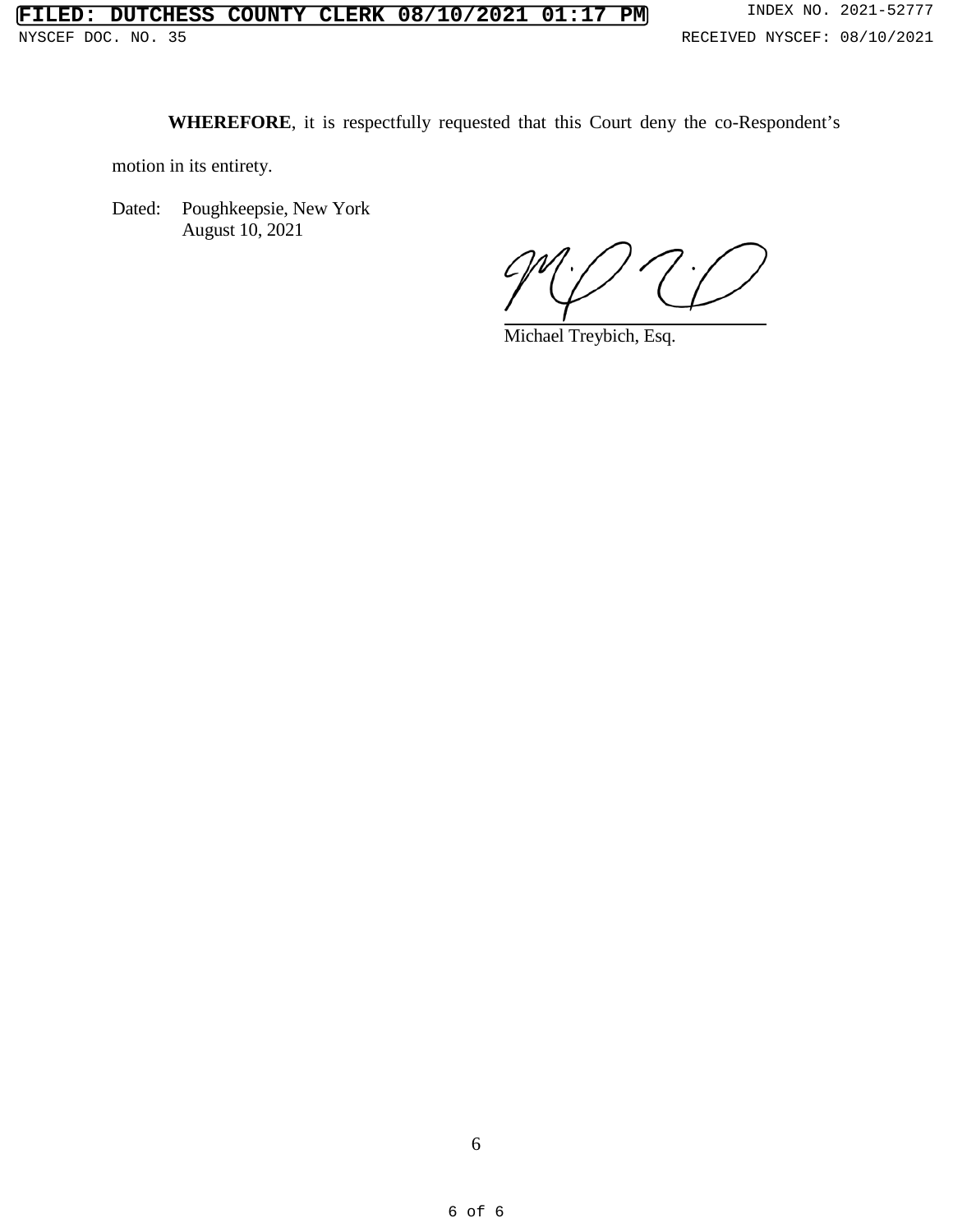**WHEREFORE**, it is respectfully requested that this Court deny the co-Respondent's motion in its entirety.

Dated: Poughkeepsie, New York
August 10, 2021

Michael Treybich, Esq.